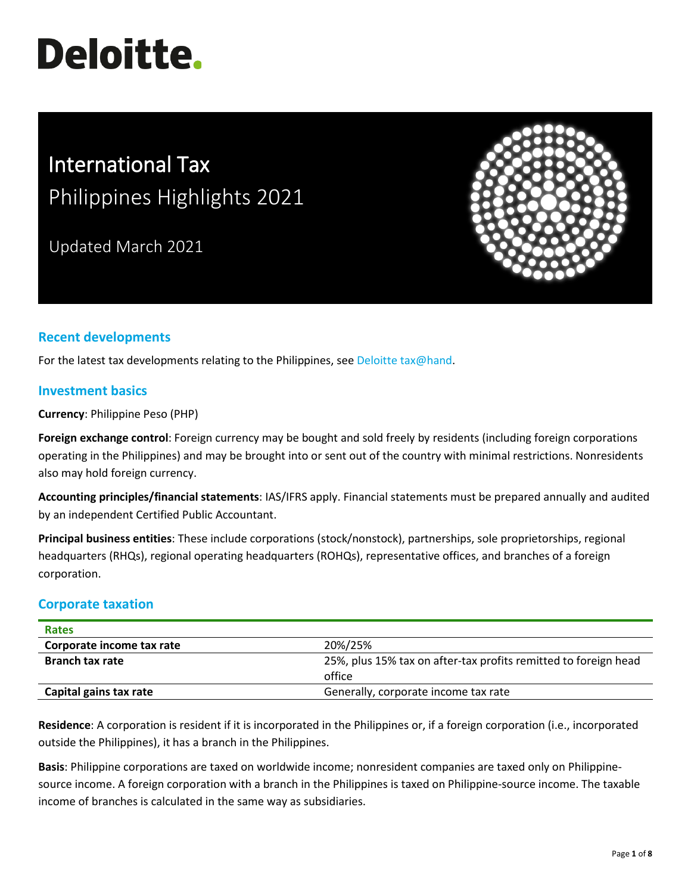# Deloitte.

# International Tax
## Philippines Highlights 2021

Updated March 2021

## Recent developments

For the latest tax developments relating to the Philippines, see Deloitte tax@hand.

## Investment basics

**Currency**: Philippine Peso (PHP)

**Foreign exchange control**: Foreign currency may be bought and sold freely by residents (including foreign corporations operating in the Philippines) and may be brought into or sent out of the country with minimal restrictions. Nonresidents also may hold foreign currency.

**Accounting principles/financial statements**: IAS/IFRS apply. Financial statements must be prepared annually and audited by an independent Certified Public Accountant.

**Principal business entities**: These include corporations (stock/nonstock), partnerships, sole proprietorships, regional headquarters (RHQs), regional operating headquarters (ROHQs), representative offices, and branches of a foreign corporation.

## Corporate taxation

| Rates | |
|---|---|
| **Corporate income tax rate** | 20%/25% |
| **Branch tax rate** | 25%, plus 15% tax on after-tax profits remitted to foreign head office |
| **Capital gains tax rate** | Generally, corporate income tax rate |

**Residence**: A corporation is resident if it is incorporated in the Philippines or, if a foreign corporation (i.e., incorporated outside the Philippines), it has a branch in the Philippines.

**Basis**: Philippine corporations are taxed on worldwide income; nonresident companies are taxed only on Philippine-source income. A foreign corporation with a branch in the Philippines is taxed on Philippine-source income. The taxable income of branches is calculated in the same way as subsidiaries.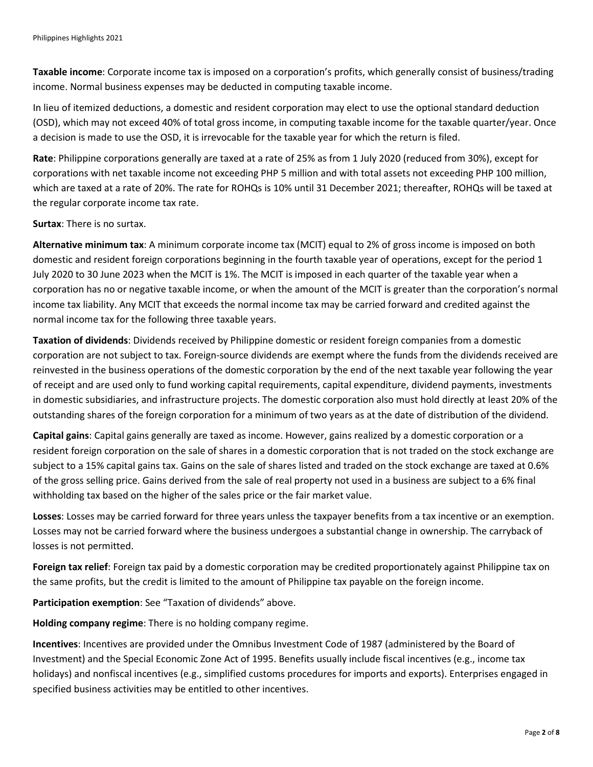**Taxable income**: Corporate income tax is imposed on a corporation's profits, which generally consist of business/trading income. Normal business expenses may be deducted in computing taxable income.

In lieu of itemized deductions, a domestic and resident corporation may elect to use the optional standard deduction (OSD), which may not exceed 40% of total gross income, in computing taxable income for the taxable quarter/year. Once a decision is made to use the OSD, it is irrevocable for the taxable year for which the return is filed.

**Rate**: Philippine corporations generally are taxed at a rate of 25% as from 1 July 2020 (reduced from 30%), except for corporations with net taxable income not exceeding PHP 5 million and with total assets not exceeding PHP 100 million, which are taxed at a rate of 20%. The rate for ROHQs is 10% until 31 December 2021; thereafter, ROHQs will be taxed at the regular corporate income tax rate.

**Surtax**: There is no surtax.

**Alternative minimum tax**: A minimum corporate income tax (MCIT) equal to 2% of gross income is imposed on both domestic and resident foreign corporations beginning in the fourth taxable year of operations, except for the period 1 July 2020 to 30 June 2023 when the MCIT is 1%. The MCIT is imposed in each quarter of the taxable year when a corporation has no or negative taxable income, or when the amount of the MCIT is greater than the corporation's normal income tax liability. Any MCIT that exceeds the normal income tax may be carried forward and credited against the normal income tax for the following three taxable years.

**Taxation of dividends**: Dividends received by Philippine domestic or resident foreign companies from a domestic corporation are not subject to tax. Foreign-source dividends are exempt where the funds from the dividends received are reinvested in the business operations of the domestic corporation by the end of the next taxable year following the year of receipt and are used only to fund working capital requirements, capital expenditure, dividend payments, investments in domestic subsidiaries, and infrastructure projects. The domestic corporation also must hold directly at least 20% of the outstanding shares of the foreign corporation for a minimum of two years as at the date of distribution of the dividend.

**Capital gains**: Capital gains generally are taxed as income. However, gains realized by a domestic corporation or a resident foreign corporation on the sale of shares in a domestic corporation that is not traded on the stock exchange are subject to a 15% capital gains tax. Gains on the sale of shares listed and traded on the stock exchange are taxed at 0.6% of the gross selling price. Gains derived from the sale of real property not used in a business are subject to a 6% final withholding tax based on the higher of the sales price or the fair market value.

**Losses**: Losses may be carried forward for three years unless the taxpayer benefits from a tax incentive or an exemption. Losses may not be carried forward where the business undergoes a substantial change in ownership. The carryback of losses is not permitted.

**Foreign tax relief**: Foreign tax paid by a domestic corporation may be credited proportionately against Philippine tax on the same profits, but the credit is limited to the amount of Philippine tax payable on the foreign income.

**Participation exemption**: See "Taxation of dividends" above.

**Holding company regime**: There is no holding company regime.

**Incentives**: Incentives are provided under the Omnibus Investment Code of 1987 (administered by the Board of Investment) and the Special Economic Zone Act of 1995. Benefits usually include fiscal incentives (e.g., income tax holidays) and nonfiscal incentives (e.g., simplified customs procedures for imports and exports). Enterprises engaged in specified business activities may be entitled to other incentives.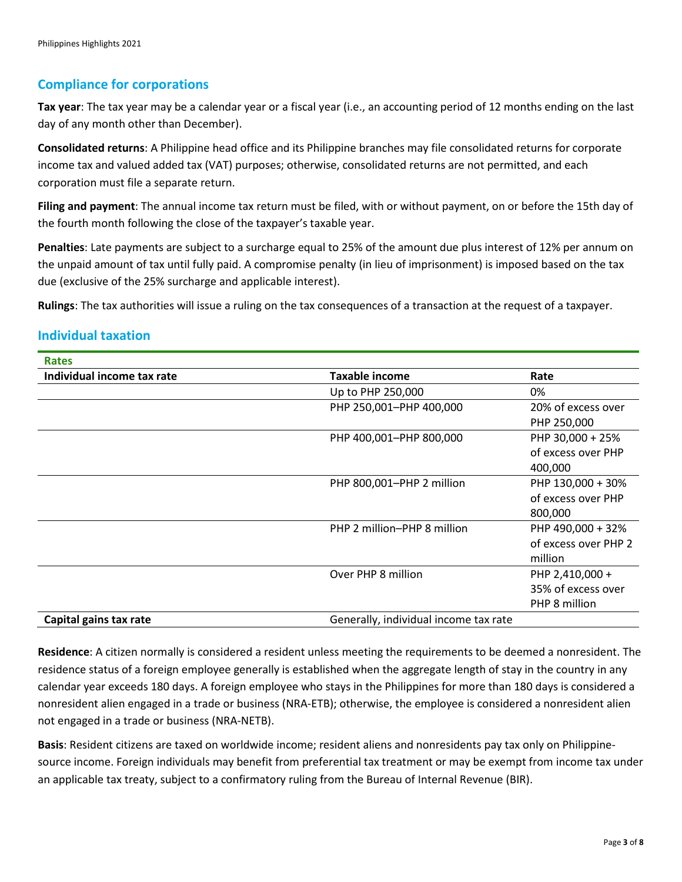## Compliance for corporations

**Tax year**: The tax year may be a calendar year or a fiscal year (i.e., an accounting period of 12 months ending on the last day of any month other than December).

**Consolidated returns**: A Philippine head office and its Philippine branches may file consolidated returns for corporate income tax and valued added tax (VAT) purposes; otherwise, consolidated returns are not permitted, and each corporation must file a separate return.

**Filing and payment**: The annual income tax return must be filed, with or without payment, on or before the 15th day of the fourth month following the close of the taxpayer's taxable year.

**Penalties**: Late payments are subject to a surcharge equal to 25% of the amount due plus interest of 12% per annum on the unpaid amount of tax until fully paid. A compromise penalty (in lieu of imprisonment) is imposed based on the tax due (exclusive of the 25% surcharge and applicable interest).

**Rulings**: The tax authorities will issue a ruling on the tax consequences of a transaction at the request of a taxpayer.

## Individual taxation

| **Rates** | | |
|---|---|---|
| **Individual income tax rate** | **Taxable income** | **Rate** |
| | Up to PHP 250,000 | 0% |
| | PHP 250,001–PHP 400,000 | 20% of excess over PHP 250,000 |
| | PHP 400,001–PHP 800,000 | PHP 30,000 + 25% of excess over PHP 400,000 |
| | PHP 800,001–PHP 2 million | PHP 130,000 + 30% of excess over PHP 800,000 |
| | PHP 2 million–PHP 8 million | PHP 490,000 + 32% of excess over PHP 2 million |
| | Over PHP 8 million | PHP 2,410,000 + 35% of excess over PHP 8 million |
| **Capital gains tax rate** | Generally, individual income tax rate | |

**Residence**: A citizen normally is considered a resident unless meeting the requirements to be deemed a nonresident. The residence status of a foreign employee generally is established when the aggregate length of stay in the country in any calendar year exceeds 180 days. A foreign employee who stays in the Philippines for more than 180 days is considered a nonresident alien engaged in a trade or business (NRA-ETB); otherwise, the employee is considered a nonresident alien not engaged in a trade or business (NRA-NETB).

**Basis**: Resident citizens are taxed on worldwide income; resident aliens and nonresidents pay tax only on Philippine-source income. Foreign individuals may benefit from preferential tax treatment or may be exempt from income tax under an applicable tax treaty, subject to a confirmatory ruling from the Bureau of Internal Revenue (BIR).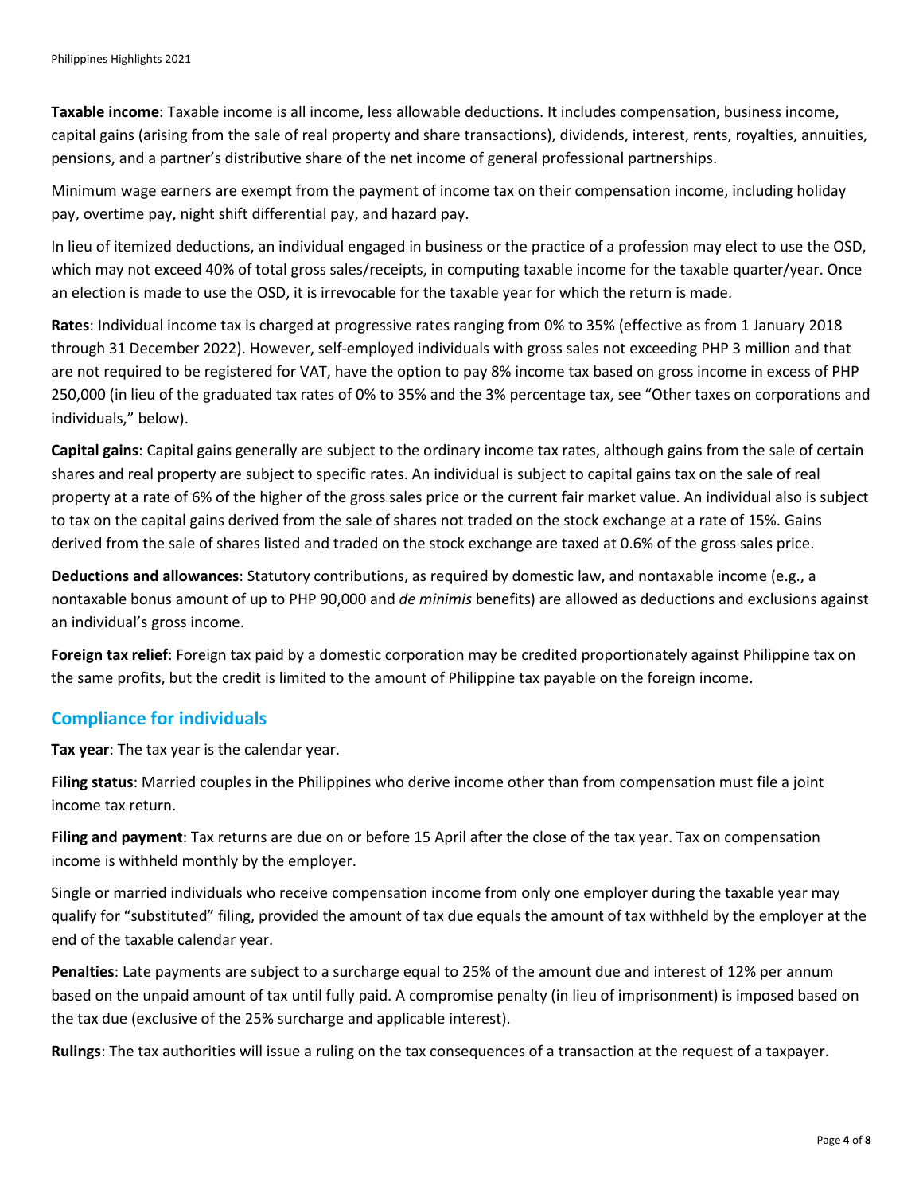**Taxable income**: Taxable income is all income, less allowable deductions. It includes compensation, business income, capital gains (arising from the sale of real property and share transactions), dividends, interest, rents, royalties, annuities, pensions, and a partner's distributive share of the net income of general professional partnerships.

Minimum wage earners are exempt from the payment of income tax on their compensation income, including holiday pay, overtime pay, night shift differential pay, and hazard pay.

In lieu of itemized deductions, an individual engaged in business or the practice of a profession may elect to use the OSD, which may not exceed 40% of total gross sales/receipts, in computing taxable income for the taxable quarter/year. Once an election is made to use the OSD, it is irrevocable for the taxable year for which the return is made.

**Rates**: Individual income tax is charged at progressive rates ranging from 0% to 35% (effective as from 1 January 2018 through 31 December 2022). However, self-employed individuals with gross sales not exceeding PHP 3 million and that are not required to be registered for VAT, have the option to pay 8% income tax based on gross income in excess of PHP 250,000 (in lieu of the graduated tax rates of 0% to 35% and the 3% percentage tax, see "Other taxes on corporations and individuals," below).

**Capital gains**: Capital gains generally are subject to the ordinary income tax rates, although gains from the sale of certain shares and real property are subject to specific rates. An individual is subject to capital gains tax on the sale of real property at a rate of 6% of the higher of the gross sales price or the current fair market value. An individual also is subject to tax on the capital gains derived from the sale of shares not traded on the stock exchange at a rate of 15%. Gains derived from the sale of shares listed and traded on the stock exchange are taxed at 0.6% of the gross sales price.

**Deductions and allowances**: Statutory contributions, as required by domestic law, and nontaxable income (e.g., a nontaxable bonus amount of up to PHP 90,000 and *de minimis* benefits) are allowed as deductions and exclusions against an individual's gross income.

**Foreign tax relief**: Foreign tax paid by a domestic corporation may be credited proportionately against Philippine tax on the same profits, but the credit is limited to the amount of Philippine tax payable on the foreign income.

## Compliance for individuals

**Tax year**: The tax year is the calendar year.

**Filing status**: Married couples in the Philippines who derive income other than from compensation must file a joint income tax return.

**Filing and payment**: Tax returns are due on or before 15 April after the close of the tax year. Tax on compensation income is withheld monthly by the employer.

Single or married individuals who receive compensation income from only one employer during the taxable year may qualify for "substituted" filing, provided the amount of tax due equals the amount of tax withheld by the employer at the end of the taxable calendar year.

**Penalties**: Late payments are subject to a surcharge equal to 25% of the amount due and interest of 12% per annum based on the unpaid amount of tax until fully paid. A compromise penalty (in lieu of imprisonment) is imposed based on the tax due (exclusive of the 25% surcharge and applicable interest).

**Rulings**: The tax authorities will issue a ruling on the tax consequences of a transaction at the request of a taxpayer.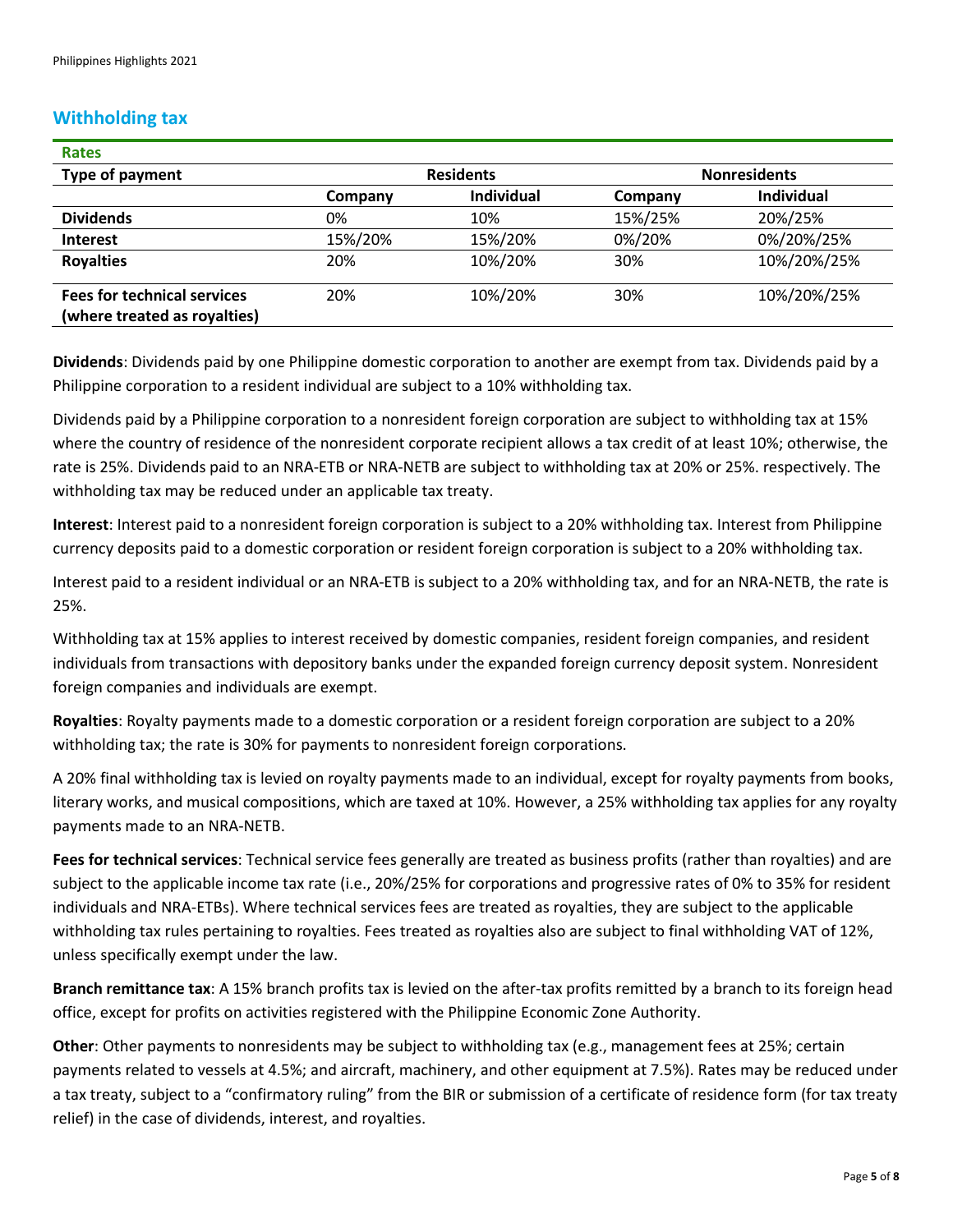## Withholding tax

**Rates**

| Type of payment | Residents | | Nonresidents | |
|---|---|---|---|---|
| | **Company** | **Individual** | **Company** | **Individual** |
| **Dividends** | 0% | 10% | 15%/25% | 20%/25% |
| **Interest** | 15%/20% | 15%/20% | 0%/20% | 0%/20%/25% |
| **Royalties** | 20% | 10%/20% | 30% | 10%/20%/25% |
| **Fees for technical services (where treated as royalties)** | 20% | 10%/20% | 30% | 10%/20%/25% |

**Dividends**: Dividends paid by one Philippine domestic corporation to another are exempt from tax. Dividends paid by a Philippine corporation to a resident individual are subject to a 10% withholding tax.

Dividends paid by a Philippine corporation to a nonresident foreign corporation are subject to withholding tax at 15% where the country of residence of the nonresident corporate recipient allows a tax credit of at least 10%; otherwise, the rate is 25%. Dividends paid to an NRA-ETB or NRA-NETB are subject to withholding tax at 20% or 25%. respectively. The withholding tax may be reduced under an applicable tax treaty.

**Interest**: Interest paid to a nonresident foreign corporation is subject to a 20% withholding tax. Interest from Philippine currency deposits paid to a domestic corporation or resident foreign corporation is subject to a 20% withholding tax.

Interest paid to a resident individual or an NRA-ETB is subject to a 20% withholding tax, and for an NRA-NETB, the rate is 25%.

Withholding tax at 15% applies to interest received by domestic companies, resident foreign companies, and resident individuals from transactions with depository banks under the expanded foreign currency deposit system. Nonresident foreign companies and individuals are exempt.

**Royalties**: Royalty payments made to a domestic corporation or a resident foreign corporation are subject to a 20% withholding tax; the rate is 30% for payments to nonresident foreign corporations.

A 20% final withholding tax is levied on royalty payments made to an individual, except for royalty payments from books, literary works, and musical compositions, which are taxed at 10%. However, a 25% withholding tax applies for any royalty payments made to an NRA-NETB.

**Fees for technical services**: Technical service fees generally are treated as business profits (rather than royalties) and are subject to the applicable income tax rate (i.e., 20%/25% for corporations and progressive rates of 0% to 35% for resident individuals and NRA-ETBs). Where technical services fees are treated as royalties, they are subject to the applicable withholding tax rules pertaining to royalties. Fees treated as royalties also are subject to final withholding VAT of 12%, unless specifically exempt under the law.

**Branch remittance tax**: A 15% branch profits tax is levied on the after-tax profits remitted by a branch to its foreign head office, except for profits on activities registered with the Philippine Economic Zone Authority.

**Other**: Other payments to nonresidents may be subject to withholding tax (e.g., management fees at 25%; certain payments related to vessels at 4.5%; and aircraft, machinery, and other equipment at 7.5%). Rates may be reduced under a tax treaty, subject to a "confirmatory ruling" from the BIR or submission of a certificate of residence form (for tax treaty relief) in the case of dividends, interest, and royalties.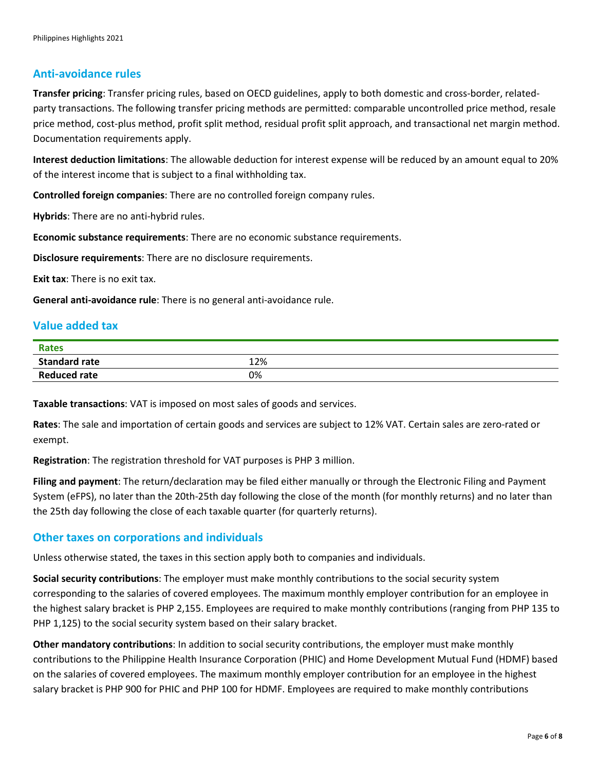## Anti-avoidance rules

**Transfer pricing**: Transfer pricing rules, based on OECD guidelines, apply to both domestic and cross-border, related-party transactions. The following transfer pricing methods are permitted: comparable uncontrolled price method, resale price method, cost-plus method, profit split method, residual profit split approach, and transactional net margin method. Documentation requirements apply.

**Interest deduction limitations**: The allowable deduction for interest expense will be reduced by an amount equal to 20% of the interest income that is subject to a final withholding tax.

**Controlled foreign companies**: There are no controlled foreign company rules.

**Hybrids**: There are no anti-hybrid rules.

**Economic substance requirements**: There are no economic substance requirements.

**Disclosure requirements**: There are no disclosure requirements.

**Exit tax**: There is no exit tax.

**General anti-avoidance rule**: There is no general anti-avoidance rule.

## Value added tax

| Rates | |
|---|---|
| **Standard rate** | 12% |
| **Reduced rate** | 0% |

**Taxable transactions**: VAT is imposed on most sales of goods and services.

**Rates**: The sale and importation of certain goods and services are subject to 12% VAT. Certain sales are zero-rated or exempt.

**Registration**: The registration threshold for VAT purposes is PHP 3 million.

**Filing and payment**: The return/declaration may be filed either manually or through the Electronic Filing and Payment System (eFPS), no later than the 20th-25th day following the close of the month (for monthly returns) and no later than the 25th day following the close of each taxable quarter (for quarterly returns).

## Other taxes on corporations and individuals

Unless otherwise stated, the taxes in this section apply both to companies and individuals.

**Social security contributions**: The employer must make monthly contributions to the social security system corresponding to the salaries of covered employees. The maximum monthly employer contribution for an employee in the highest salary bracket is PHP 2,155. Employees are required to make monthly contributions (ranging from PHP 135 to PHP 1,125) to the social security system based on their salary bracket.

**Other mandatory contributions**: In addition to social security contributions, the employer must make monthly contributions to the Philippine Health Insurance Corporation (PHIC) and Home Development Mutual Fund (HDMF) based on the salaries of covered employees. The maximum monthly employer contribution for an employee in the highest salary bracket is PHP 900 for PHIC and PHP 100 for HDMF. Employees are required to make monthly contributions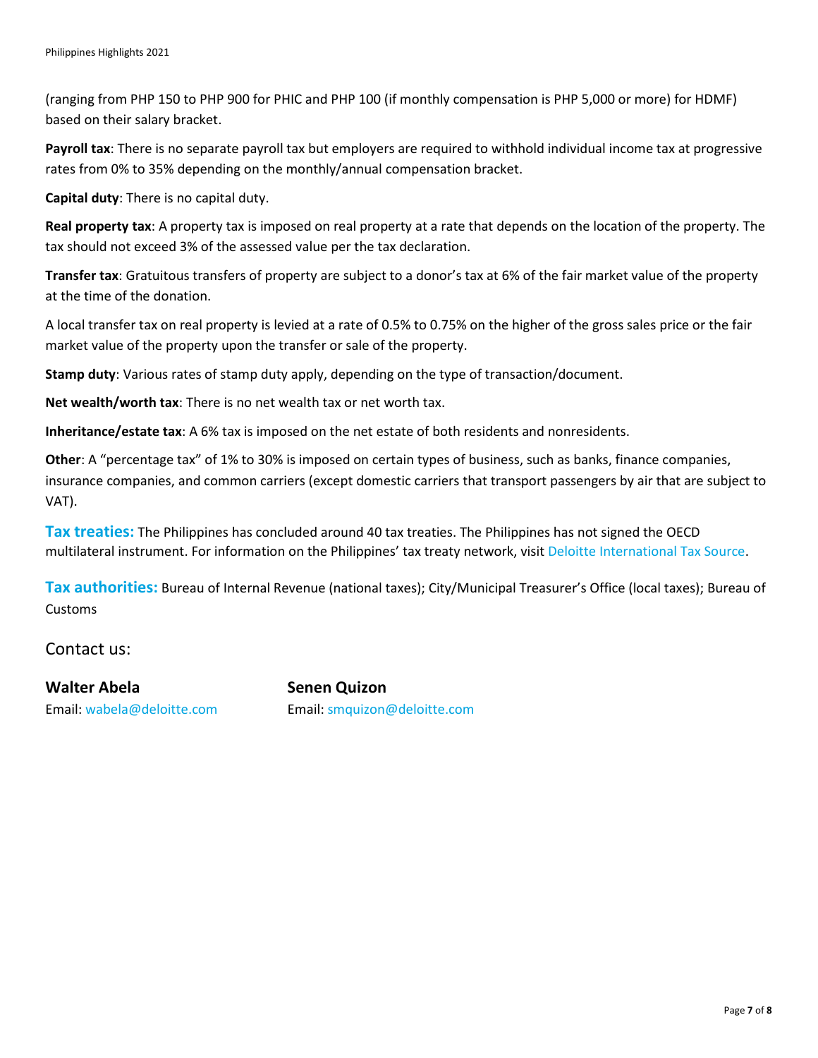(ranging from PHP 150 to PHP 900 for PHIC and PHP 100 (if monthly compensation is PHP 5,000 or more) for HDMF) based on their salary bracket.

**Payroll tax**: There is no separate payroll tax but employers are required to withhold individual income tax at progressive rates from 0% to 35% depending on the monthly/annual compensation bracket.

**Capital duty**: There is no capital duty.

**Real property tax**: A property tax is imposed on real property at a rate that depends on the location of the property. The tax should not exceed 3% of the assessed value per the tax declaration.

**Transfer tax**: Gratuitous transfers of property are subject to a donor's tax at 6% of the fair market value of the property at the time of the donation.

A local transfer tax on real property is levied at a rate of 0.5% to 0.75% on the higher of the gross sales price or the fair market value of the property upon the transfer or sale of the property.

**Stamp duty**: Various rates of stamp duty apply, depending on the type of transaction/document.

**Net wealth/worth tax**: There is no net wealth tax or net worth tax.

**Inheritance/estate tax**: A 6% tax is imposed on the net estate of both residents and nonresidents.

**Other**: A "percentage tax" of 1% to 30% is imposed on certain types of business, such as banks, finance companies, insurance companies, and common carriers (except domestic carriers that transport passengers by air that are subject to VAT).

**Tax treaties:** The Philippines has concluded around 40 tax treaties. The Philippines has not signed the OECD multilateral instrument. For information on the Philippines' tax treaty network, visit Deloitte International Tax Source.

**Tax authorities:** Bureau of Internal Revenue (national taxes); City/Municipal Treasurer's Office (local taxes); Bureau of Customs

## Contact us:

**Walter Abela**
Email: wabela@deloitte.com

**Senen Quizon**
Email: smquizon@deloitte.com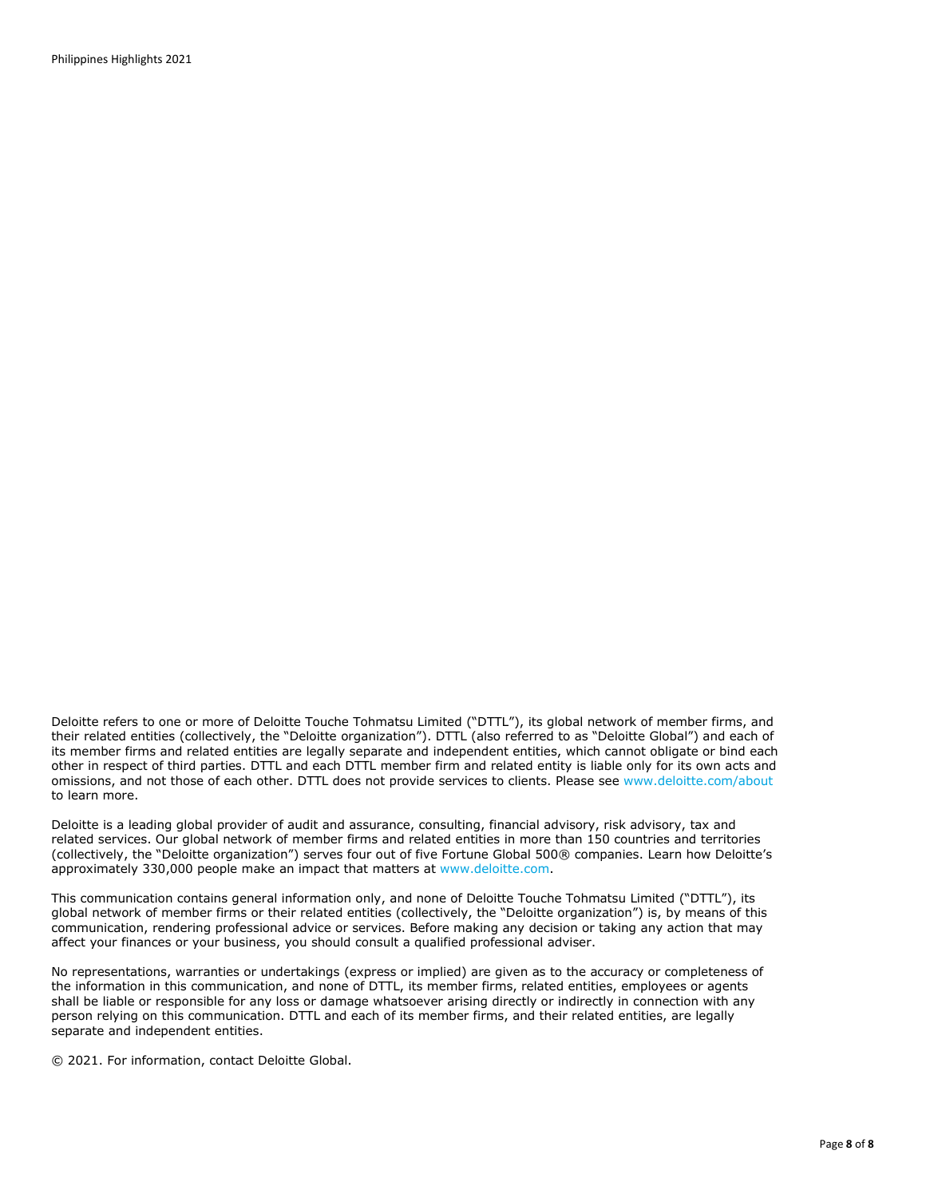Deloitte refers to one or more of Deloitte Touche Tohmatsu Limited ("DTTL"), its global network of member firms, and their related entities (collectively, the "Deloitte organization"). DTTL (also referred to as "Deloitte Global") and each of its member firms and related entities are legally separate and independent entities, which cannot obligate or bind each other in respect of third parties. DTTL and each DTTL member firm and related entity is liable only for its own acts and omissions, and not those of each other. DTTL does not provide services to clients. Please see www.deloitte.com/about to learn more.

Deloitte is a leading global provider of audit and assurance, consulting, financial advisory, risk advisory, tax and related services. Our global network of member firms and related entities in more than 150 countries and territories (collectively, the "Deloitte organization") serves four out of five Fortune Global 500® companies. Learn how Deloitte's approximately 330,000 people make an impact that matters at www.deloitte.com.

This communication contains general information only, and none of Deloitte Touche Tohmatsu Limited ("DTTL"), its global network of member firms or their related entities (collectively, the "Deloitte organization") is, by means of this communication, rendering professional advice or services. Before making any decision or taking any action that may affect your finances or your business, you should consult a qualified professional adviser.

No representations, warranties or undertakings (express or implied) are given as to the accuracy or completeness of the information in this communication, and none of DTTL, its member firms, related entities, employees or agents shall be liable or responsible for any loss or damage whatsoever arising directly or indirectly in connection with any person relying on this communication. DTTL and each of its member firms, and their related entities, are legally separate and independent entities.

© 2021. For information, contact Deloitte Global.